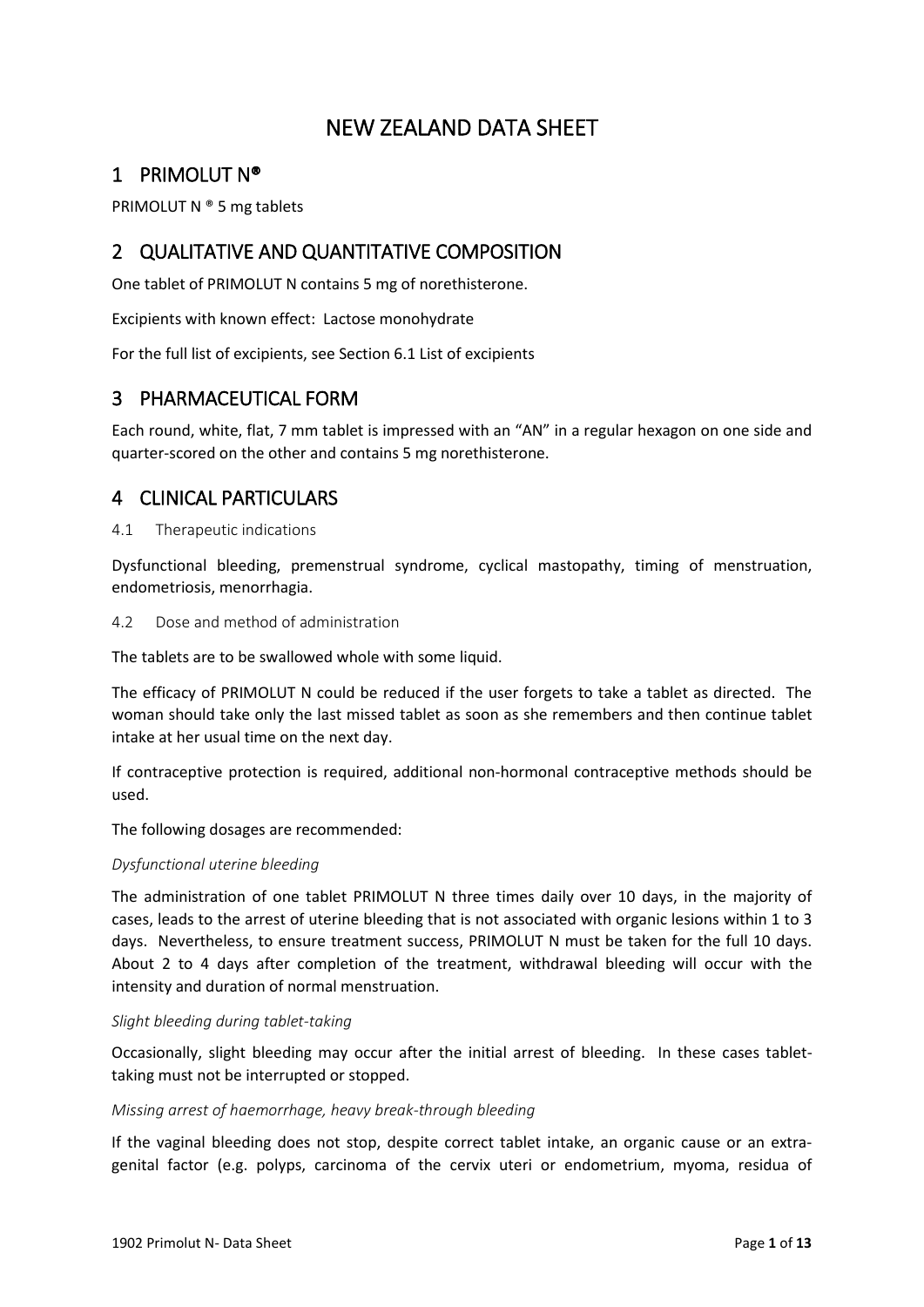# NEW ZEALAND DATA SHEET

## 1 PRIMOLUT N®

PRIMOLUT N ® 5 mg tablets

## 2 QUALITATIVE AND QUANTITATIVE COMPOSITION

One tablet of PRIMOLUT N contains 5 mg of norethisterone.

Excipients with known effect: Lactose monohydrate

For the full list of excipients, see Section 6.1 List of excipients

## 3 PHARMACEUTICAL FORM

Each round, white, flat, 7 mm tablet is impressed with an "AN" in a regular hexagon on one side and quarter-scored on the other and contains 5 mg norethisterone.

## 4 CLINICAL PARTICULARS

### 4.1 Therapeutic indications

Dysfunctional bleeding, premenstrual syndrome, cyclical mastopathy, timing of menstruation, endometriosis, menorrhagia.

### 4.2 Dose and method of administration

The tablets are to be swallowed whole with some liquid.

The efficacy of PRIMOLUT N could be reduced if the user forgets to take a tablet as directed. The woman should take only the last missed tablet as soon as she remembers and then continue tablet intake at her usual time on the next day.

If contraceptive protection is required, additional non-hormonal contraceptive methods should be used.

The following dosages are recommended:

*Dysfunctional uterine bleeding*

The administration of one tablet PRIMOLUT N three times daily over 10 days, in the majority of cases, leads to the arrest of uterine bleeding that is not associated with organic lesions within 1 to 3 days. Nevertheless, to ensure treatment success, PRIMOLUT N must be taken for the full 10 days. About 2 to 4 days after completion of the treatment, withdrawal bleeding will occur with the intensity and duration of normal menstruation.

*Slight bleeding during tablet-taking*

Occasionally, slight bleeding may occur after the initial arrest of bleeding. In these cases tablet-taking must not be interrupted or stopped.

*Missing arrest of haemorrhage, heavy break-through bleeding*

If the vaginal bleeding does not stop, despite correct tablet intake, an organic cause or an extra-genital factor (e.g. polyps, carcinoma of the cervix uteri or endometrium, myoma, residua of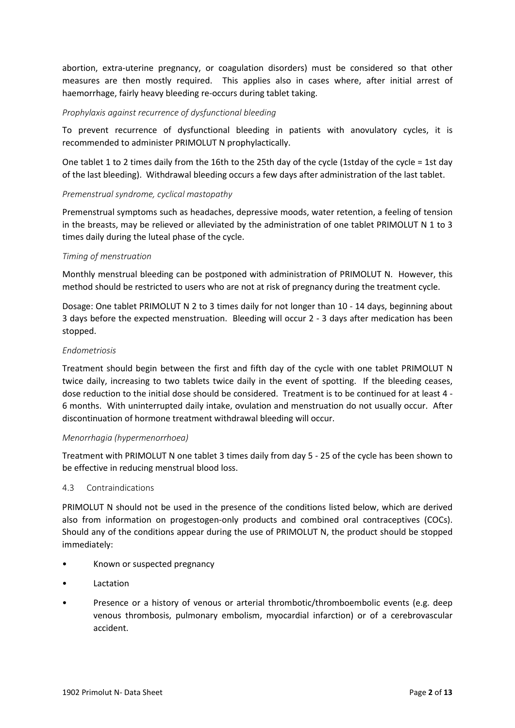abortion, extra-uterine pregnancy, or coagulation disorders) must be considered so that other measures are then mostly required. This applies also in cases where, after initial arrest of haemorrhage, fairly heavy bleeding re-occurs during tablet taking.

*Prophylaxis against recurrence of dysfunctional bleeding*

To prevent recurrence of dysfunctional bleeding in patients with anovulatory cycles, it is recommended to administer PRIMOLUT N prophylactically.

One tablet 1 to 2 times daily from the 16th to the 25th day of the cycle (1stday of the cycle = 1st day of the last bleeding). Withdrawal bleeding occurs a few days after administration of the last tablet.

*Premenstrual syndrome, cyclical mastopathy*

Premenstrual symptoms such as headaches, depressive moods, water retention, a feeling of tension in the breasts, may be relieved or alleviated by the administration of one tablet PRIMOLUT N 1 to 3 times daily during the luteal phase of the cycle.

*Timing of menstruation*

Monthly menstrual bleeding can be postponed with administration of PRIMOLUT N. However, this method should be restricted to users who are not at risk of pregnancy during the treatment cycle.

Dosage: One tablet PRIMOLUT N 2 to 3 times daily for not longer than 10 - 14 days, beginning about 3 days before the expected menstruation. Bleeding will occur 2 - 3 days after medication has been stopped.

*Endometriosis*

Treatment should begin between the first and fifth day of the cycle with one tablet PRIMOLUT N twice daily, increasing to two tablets twice daily in the event of spotting. If the bleeding ceases, dose reduction to the initial dose should be considered. Treatment is to be continued for at least 4 - 6 months. With uninterrupted daily intake, ovulation and menstruation do not usually occur. After discontinuation of hormone treatment withdrawal bleeding will occur.

*Menorrhagia (hypermenorrhoea)*

Treatment with PRIMOLUT N one tablet 3 times daily from day 5 - 25 of the cycle has been shown to be effective in reducing menstrual blood loss.

### 4.3 Contraindications

PRIMOLUT N should not be used in the presence of the conditions listed below, which are derived also from information on progestogen-only products and combined oral contraceptives (COCs). Should any of the conditions appear during the use of PRIMOLUT N, the product should be stopped immediately:

- Known or suspected pregnancy
- Lactation
- Presence or a history of venous or arterial thrombotic/thromboembolic events (e.g. deep venous thrombosis, pulmonary embolism, myocardial infarction) or of a cerebrovascular accident.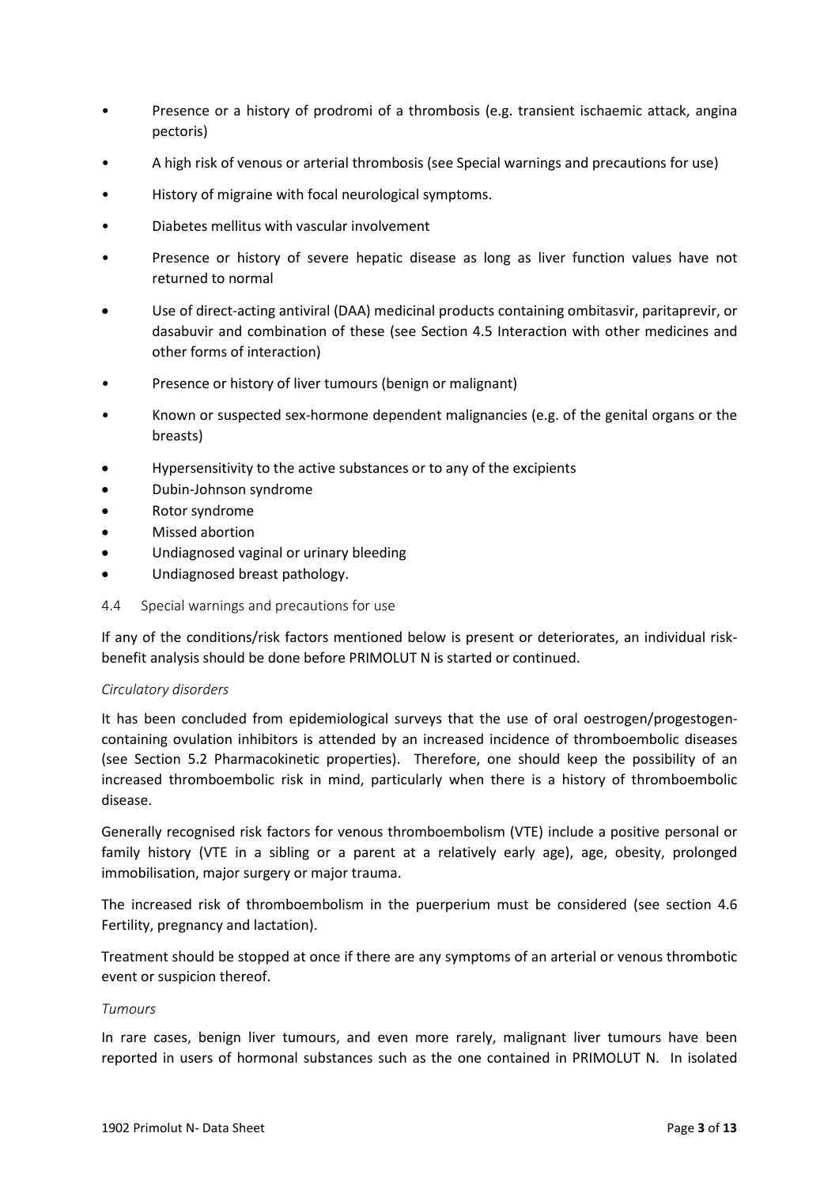- Presence or a history of prodromi of a thrombosis (e.g. transient ischaemic attack, angina pectoris)
- A high risk of venous or arterial thrombosis (see Special warnings and precautions for use)
- History of migraine with focal neurological symptoms.
- Diabetes mellitus with vascular involvement
- Presence or history of severe hepatic disease as long as liver function values have not returned to normal
- Use of direct-acting antiviral (DAA) medicinal products containing ombitasvir, paritaprevir, or dasabuvir and combination of these (see Section 4.5 Interaction with other medicines and other forms of interaction)
- Presence or history of liver tumours (benign or malignant)
- Known or suspected sex-hormone dependent malignancies (e.g. of the genital organs or the breasts)
- Hypersensitivity to the active substances or to any of the excipients
- Dubin-Johnson syndrome
- Rotor syndrome
- Missed abortion
- Undiagnosed vaginal or urinary bleeding
- Undiagnosed breast pathology.

## 4.4 Special warnings and precautions for use

If any of the conditions/risk factors mentioned below is present or deteriorates, an individual risk-benefit analysis should be done before PRIMOLUT N is started or continued.

*Circulatory disorders*

It has been concluded from epidemiological surveys that the use of oral oestrogen/progestogen-containing ovulation inhibitors is attended by an increased incidence of thromboembolic diseases (see Section 5.2 Pharmacokinetic properties). Therefore, one should keep the possibility of an increased thromboembolic risk in mind, particularly when there is a history of thromboembolic disease.

Generally recognised risk factors for venous thromboembolism (VTE) include a positive personal or family history (VTE in a sibling or a parent at a relatively early age), age, obesity, prolonged immobilisation, major surgery or major trauma.

The increased risk of thromboembolism in the puerperium must be considered (see section 4.6 Fertility, pregnancy and lactation).

Treatment should be stopped at once if there are any symptoms of an arterial or venous thrombotic event or suspicion thereof.

*Tumours*

In rare cases, benign liver tumours, and even more rarely, malignant liver tumours have been reported in users of hormonal substances such as the one contained in PRIMOLUT N. In isolated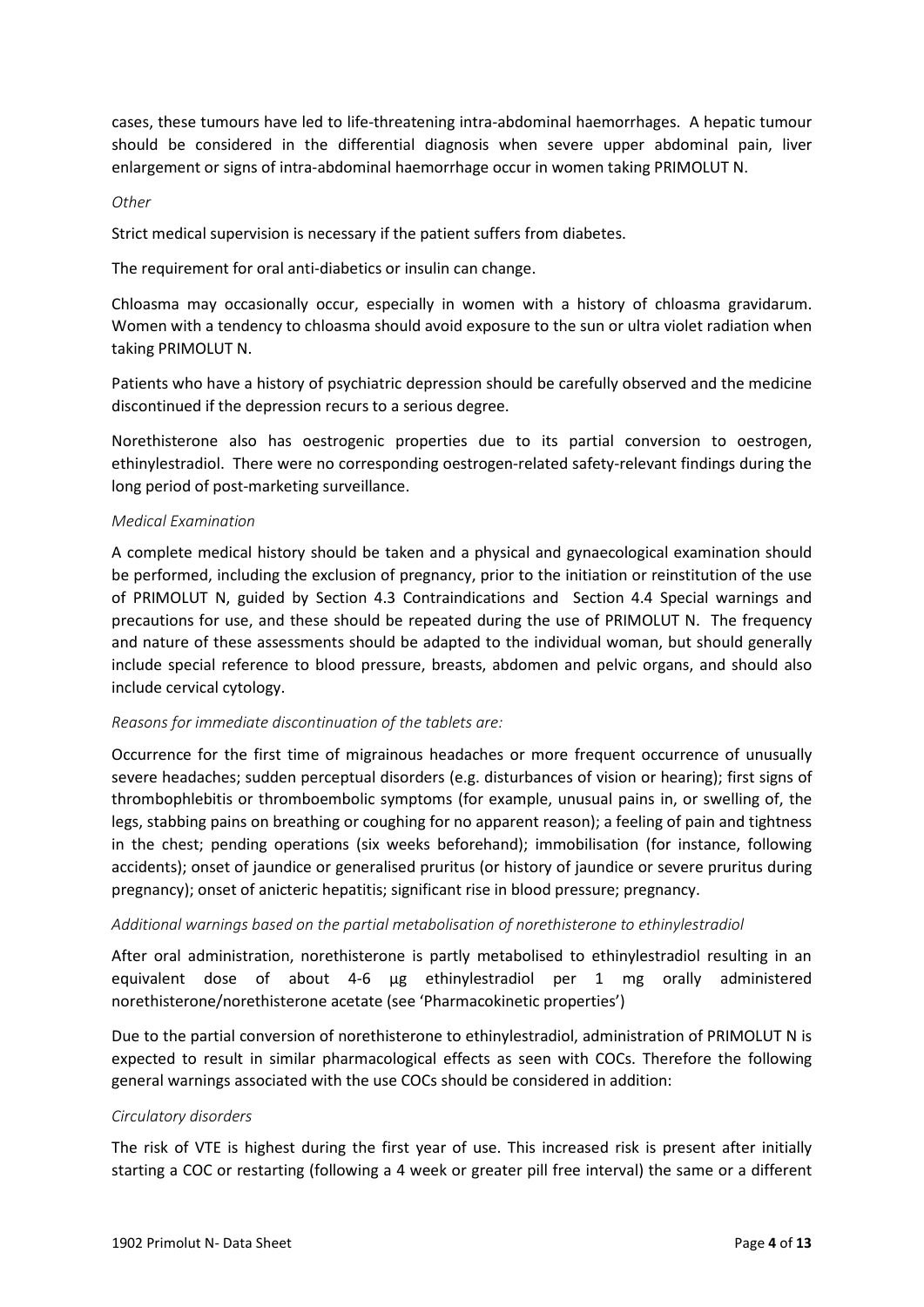cases, these tumours have led to life-threatening intra-abdominal haemorrhages. A hepatic tumour should be considered in the differential diagnosis when severe upper abdominal pain, liver enlargement or signs of intra-abdominal haemorrhage occur in women taking PRIMOLUT N.

*Other*

Strict medical supervision is necessary if the patient suffers from diabetes.

The requirement for oral anti-diabetics or insulin can change.

Chloasma may occasionally occur, especially in women with a history of chloasma gravidarum. Women with a tendency to chloasma should avoid exposure to the sun or ultra violet radiation when taking PRIMOLUT N.

Patients who have a history of psychiatric depression should be carefully observed and the medicine discontinued if the depression recurs to a serious degree.

Norethisterone also has oestrogenic properties due to its partial conversion to oestrogen, ethinylestradiol. There were no corresponding oestrogen-related safety-relevant findings during the long period of post-marketing surveillance.

*Medical Examination*

A complete medical history should be taken and a physical and gynaecological examination should be performed, including the exclusion of pregnancy, prior to the initiation or reinstitution of the use of PRIMOLUT N, guided by Section 4.3 Contraindications and Section 4.4 Special warnings and precautions for use, and these should be repeated during the use of PRIMOLUT N. The frequency and nature of these assessments should be adapted to the individual woman, but should generally include special reference to blood pressure, breasts, abdomen and pelvic organs, and should also include cervical cytology.

*Reasons for immediate discontinuation of the tablets are:*

Occurrence for the first time of migrainous headaches or more frequent occurrence of unusually severe headaches; sudden perceptual disorders (e.g. disturbances of vision or hearing); first signs of thrombophlebitis or thromboembolic symptoms (for example, unusual pains in, or swelling of, the legs, stabbing pains on breathing or coughing for no apparent reason); a feeling of pain and tightness in the chest; pending operations (six weeks beforehand); immobilisation (for instance, following accidents); onset of jaundice or generalised pruritus (or history of jaundice or severe pruritus during pregnancy); onset of anicteric hepatitis; significant rise in blood pressure; pregnancy.

*Additional warnings based on the partial metabolisation of norethisterone to ethinylestradiol*

After oral administration, norethisterone is partly metabolised to ethinylestradiol resulting in an equivalent dose of about 4-6 µg ethinylestradiol per 1 mg orally administered norethisterone/norethisterone acetate (see 'Pharmacokinetic properties')

Due to the partial conversion of norethisterone to ethinylestradiol, administration of PRIMOLUT N is expected to result in similar pharmacological effects as seen with COCs. Therefore the following general warnings associated with the use COCs should be considered in addition:

*Circulatory disorders*

The risk of VTE is highest during the first year of use. This increased risk is present after initially starting a COC or restarting (following a 4 week or greater pill free interval) the same or a different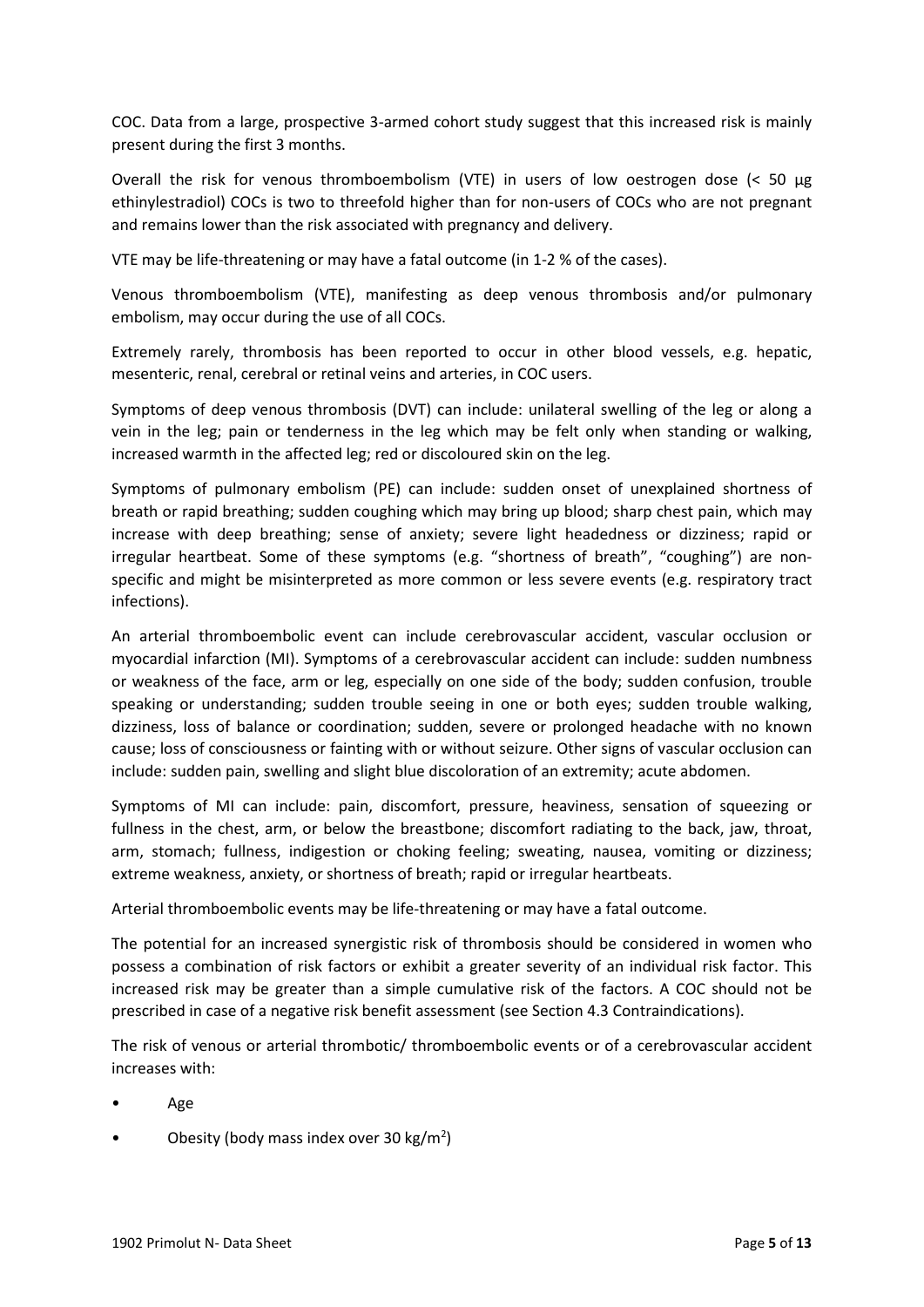COC. Data from a large, prospective 3-armed cohort study suggest that this increased risk is mainly present during the first 3 months.

Overall the risk for venous thromboembolism (VTE) in users of low oestrogen dose (< 50 µg ethinylestradiol) COCs is two to threefold higher than for non-users of COCs who are not pregnant and remains lower than the risk associated with pregnancy and delivery.

VTE may be life-threatening or may have a fatal outcome (in 1-2 % of the cases).

Venous thromboembolism (VTE), manifesting as deep venous thrombosis and/or pulmonary embolism, may occur during the use of all COCs.

Extremely rarely, thrombosis has been reported to occur in other blood vessels, e.g. hepatic, mesenteric, renal, cerebral or retinal veins and arteries, in COC users.

Symptoms of deep venous thrombosis (DVT) can include: unilateral swelling of the leg or along a vein in the leg; pain or tenderness in the leg which may be felt only when standing or walking, increased warmth in the affected leg; red or discoloured skin on the leg.

Symptoms of pulmonary embolism (PE) can include: sudden onset of unexplained shortness of breath or rapid breathing; sudden coughing which may bring up blood; sharp chest pain, which may increase with deep breathing; sense of anxiety; severe light headedness or dizziness; rapid or irregular heartbeat. Some of these symptoms (e.g. "shortness of breath", "coughing") are non-specific and might be misinterpreted as more common or less severe events (e.g. respiratory tract infections).

An arterial thromboembolic event can include cerebrovascular accident, vascular occlusion or myocardial infarction (MI). Symptoms of a cerebrovascular accident can include: sudden numbness or weakness of the face, arm or leg, especially on one side of the body; sudden confusion, trouble speaking or understanding; sudden trouble seeing in one or both eyes; sudden trouble walking, dizziness, loss of balance or coordination; sudden, severe or prolonged headache with no known cause; loss of consciousness or fainting with or without seizure. Other signs of vascular occlusion can include: sudden pain, swelling and slight blue discoloration of an extremity; acute abdomen.

Symptoms of MI can include: pain, discomfort, pressure, heaviness, sensation of squeezing or fullness in the chest, arm, or below the breastbone; discomfort radiating to the back, jaw, throat, arm, stomach; fullness, indigestion or choking feeling; sweating, nausea, vomiting or dizziness; extreme weakness, anxiety, or shortness of breath; rapid or irregular heartbeats.

Arterial thromboembolic events may be life-threatening or may have a fatal outcome.

The potential for an increased synergistic risk of thrombosis should be considered in women who possess a combination of risk factors or exhibit a greater severity of an individual risk factor. This increased risk may be greater than a simple cumulative risk of the factors. A COC should not be prescribed in case of a negative risk benefit assessment (see Section 4.3 Contraindications).

The risk of venous or arterial thrombotic/ thromboembolic events or of a cerebrovascular accident increases with:

- Age
- Obesity (body mass index over 30 kg/m$^2$)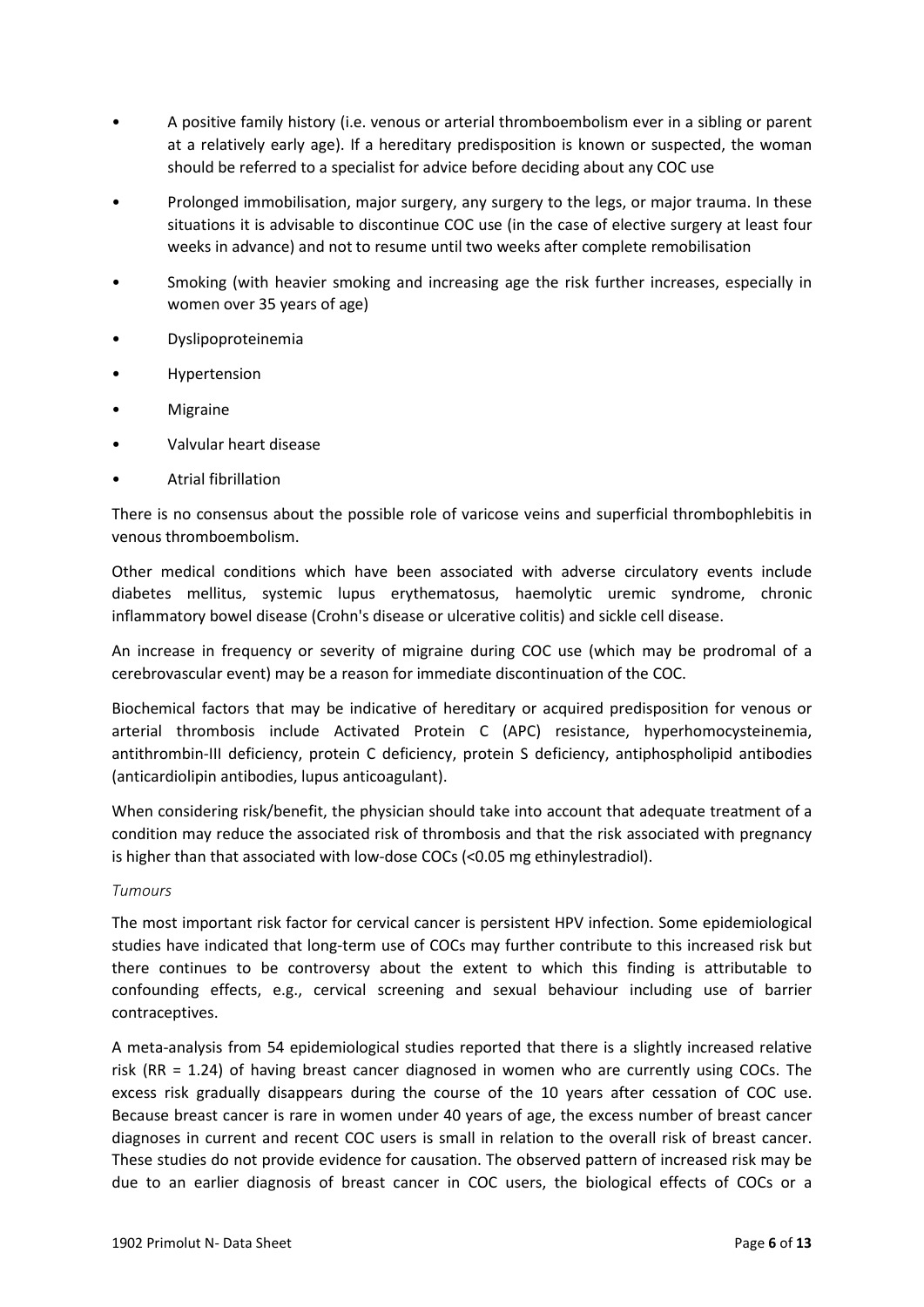- A positive family history (i.e. venous or arterial thromboembolism ever in a sibling or parent at a relatively early age). If a hereditary predisposition is known or suspected, the woman should be referred to a specialist for advice before deciding about any COC use
- Prolonged immobilisation, major surgery, any surgery to the legs, or major trauma. In these situations it is advisable to discontinue COC use (in the case of elective surgery at least four weeks in advance) and not to resume until two weeks after complete remobilisation
- Smoking (with heavier smoking and increasing age the risk further increases, especially in women over 35 years of age)
- Dyslipoproteinemia
- Hypertension
- Migraine
- Valvular heart disease
- Atrial fibrillation

There is no consensus about the possible role of varicose veins and superficial thrombophlebitis in venous thromboembolism.

Other medical conditions which have been associated with adverse circulatory events include diabetes mellitus, systemic lupus erythematosus, haemolytic uremic syndrome, chronic inflammatory bowel disease (Crohn's disease or ulcerative colitis) and sickle cell disease.

An increase in frequency or severity of migraine during COC use (which may be prodromal of a cerebrovascular event) may be a reason for immediate discontinuation of the COC.

Biochemical factors that may be indicative of hereditary or acquired predisposition for venous or arterial thrombosis include Activated Protein C (APC) resistance, hyperhomocysteinemia, antithrombin-III deficiency, protein C deficiency, protein S deficiency, antiphospholipid antibodies (anticardiolipin antibodies, lupus anticoagulant).

When considering risk/benefit, the physician should take into account that adequate treatment of a condition may reduce the associated risk of thrombosis and that the risk associated with pregnancy is higher than that associated with low-dose COCs (<0.05 mg ethinylestradiol).

*Tumours*

The most important risk factor for cervical cancer is persistent HPV infection. Some epidemiological studies have indicated that long-term use of COCs may further contribute to this increased risk but there continues to be controversy about the extent to which this finding is attributable to confounding effects, e.g., cervical screening and sexual behaviour including use of barrier contraceptives.

A meta-analysis from 54 epidemiological studies reported that there is a slightly increased relative risk (RR = 1.24) of having breast cancer diagnosed in women who are currently using COCs. The excess risk gradually disappears during the course of the 10 years after cessation of COC use. Because breast cancer is rare in women under 40 years of age, the excess number of breast cancer diagnoses in current and recent COC users is small in relation to the overall risk of breast cancer. These studies do not provide evidence for causation. The observed pattern of increased risk may be due to an earlier diagnosis of breast cancer in COC users, the biological effects of COCs or a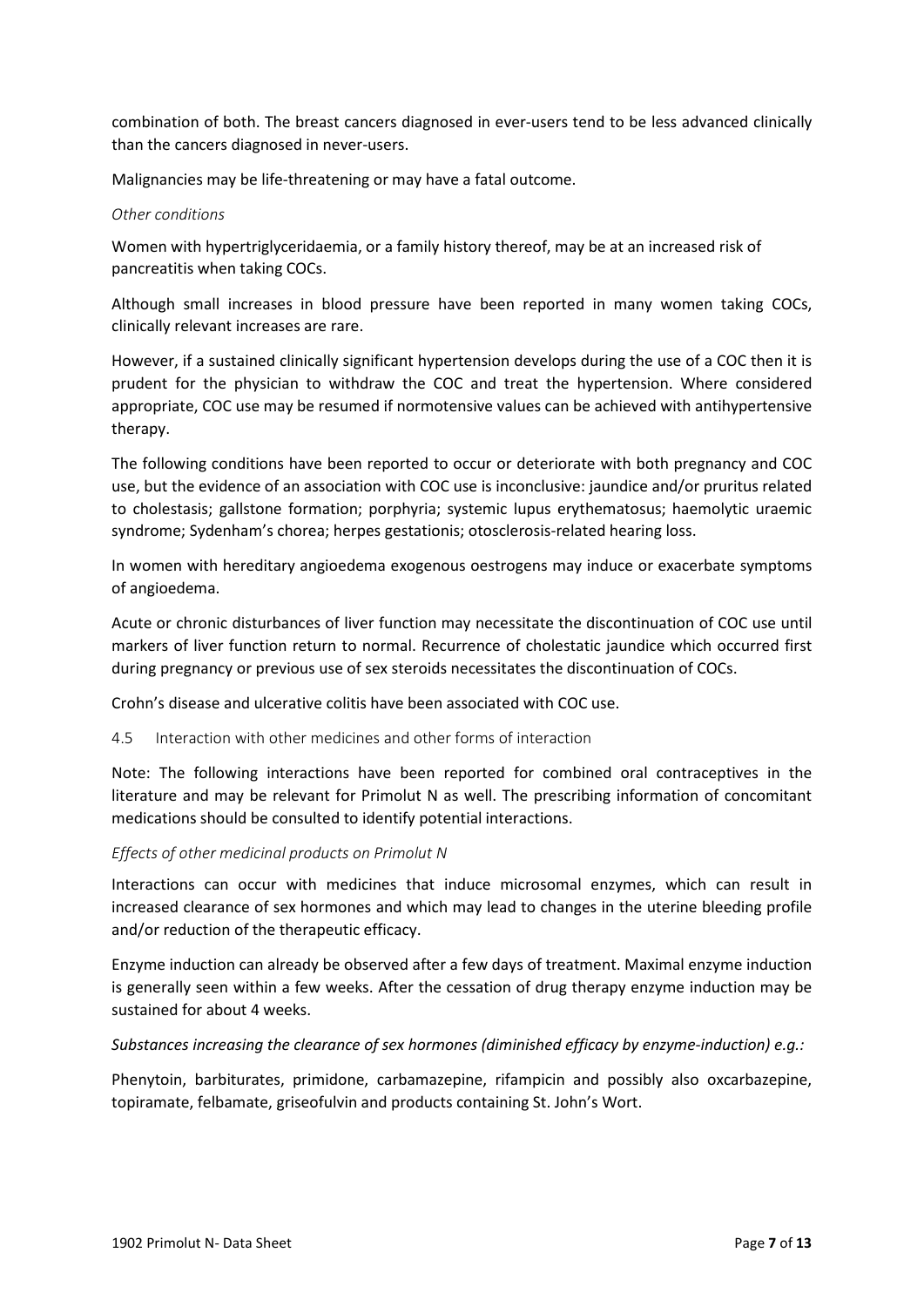combination of both. The breast cancers diagnosed in ever-users tend to be less advanced clinically than the cancers diagnosed in never-users.

Malignancies may be life-threatening or may have a fatal outcome.

*Other conditions*

Women with hypertriglyceridaemia, or a family history thereof, may be at an increased risk of pancreatitis when taking COCs.

Although small increases in blood pressure have been reported in many women taking COCs, clinically relevant increases are rare.

However, if a sustained clinically significant hypertension develops during the use of a COC then it is prudent for the physician to withdraw the COC and treat the hypertension. Where considered appropriate, COC use may be resumed if normotensive values can be achieved with antihypertensive therapy.

The following conditions have been reported to occur or deteriorate with both pregnancy and COC use, but the evidence of an association with COC use is inconclusive: jaundice and/or pruritus related to cholestasis; gallstone formation; porphyria; systemic lupus erythematosus; haemolytic uraemic syndrome; Sydenham's chorea; herpes gestationis; otosclerosis-related hearing loss.

In women with hereditary angioedema exogenous oestrogens may induce or exacerbate symptoms of angioedema.

Acute or chronic disturbances of liver function may necessitate the discontinuation of COC use until markers of liver function return to normal. Recurrence of cholestatic jaundice which occurred first during pregnancy or previous use of sex steroids necessitates the discontinuation of COCs.

Crohn's disease and ulcerative colitis have been associated with COC use.

## 4.5 Interaction with other medicines and other forms of interaction

Note: The following interactions have been reported for combined oral contraceptives in the literature and may be relevant for Primolut N as well. The prescribing information of concomitant medications should be consulted to identify potential interactions.

*Effects of other medicinal products on Primolut N*

Interactions can occur with medicines that induce microsomal enzymes, which can result in increased clearance of sex hormones and which may lead to changes in the uterine bleeding profile and/or reduction of the therapeutic efficacy.

Enzyme induction can already be observed after a few days of treatment. Maximal enzyme induction is generally seen within a few weeks. After the cessation of drug therapy enzyme induction may be sustained for about 4 weeks.

*Substances increasing the clearance of sex hormones (diminished efficacy by enzyme-induction) e.g.:*

Phenytoin, barbiturates, primidone, carbamazepine, rifampicin and possibly also oxcarbazepine, topiramate, felbamate, griseofulvin and products containing St. John's Wort.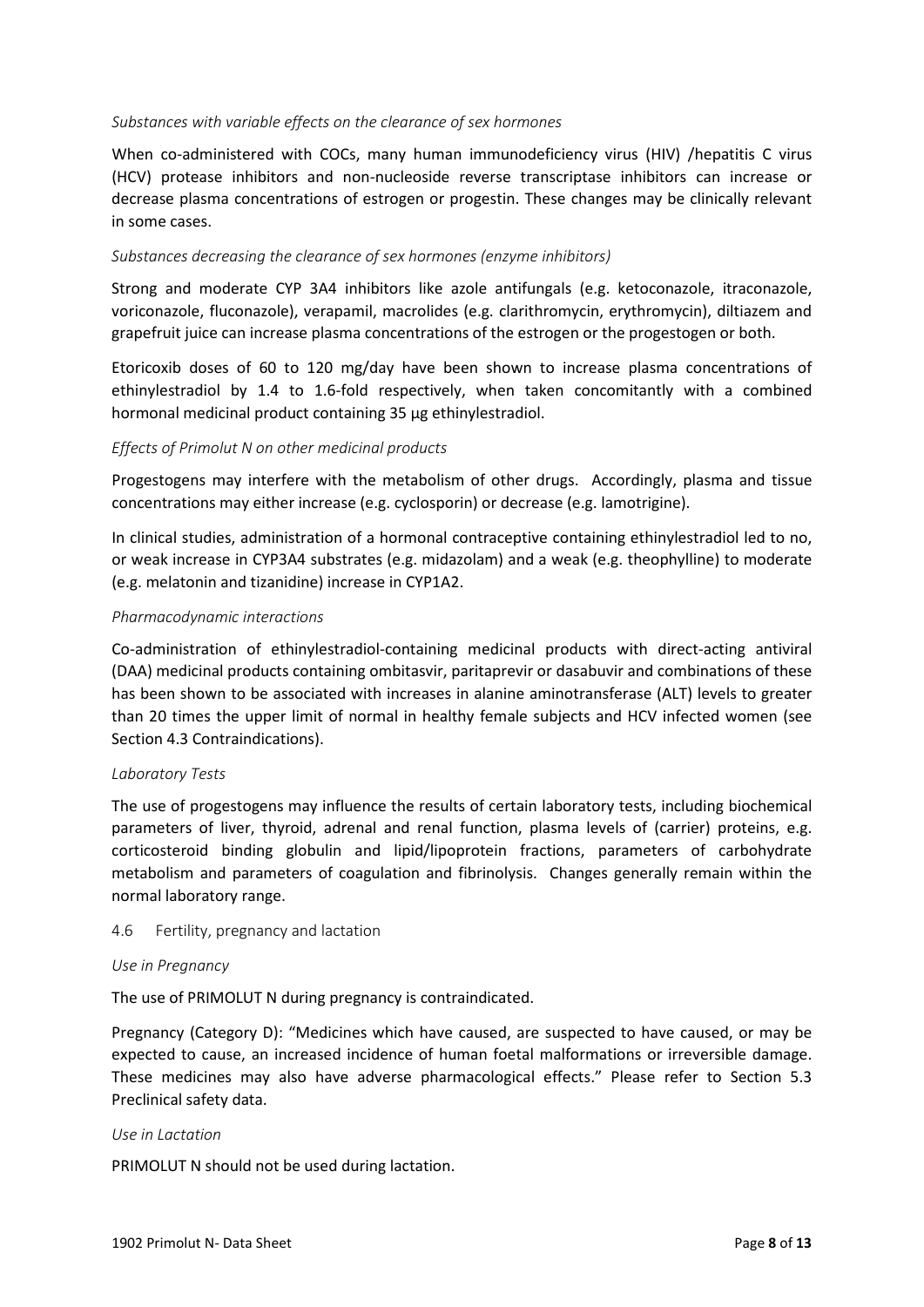*Substances with variable effects on the clearance of sex hormones*

When co-administered with COCs, many human immunodeficiency virus (HIV) /hepatitis C virus (HCV) protease inhibitors and non-nucleoside reverse transcriptase inhibitors can increase or decrease plasma concentrations of estrogen or progestin. These changes may be clinically relevant in some cases.

*Substances decreasing the clearance of sex hormones (enzyme inhibitors)*

Strong and moderate CYP 3A4 inhibitors like azole antifungals (e.g. ketoconazole, itraconazole, voriconazole, fluconazole), verapamil, macrolides (e.g. clarithromycin, erythromycin), diltiazem and grapefruit juice can increase plasma concentrations of the estrogen or the progestogen or both.

Etoricoxib doses of 60 to 120 mg/day have been shown to increase plasma concentrations of ethinylestradiol by 1.4 to 1.6-fold respectively, when taken concomitantly with a combined hormonal medicinal product containing 35 µg ethinylestradiol.

*Effects of Primolut N on other medicinal products*

Progestogens may interfere with the metabolism of other drugs. Accordingly, plasma and tissue concentrations may either increase (e.g. cyclosporin) or decrease (e.g. lamotrigine).

In clinical studies, administration of a hormonal contraceptive containing ethinylestradiol led to no, or weak increase in CYP3A4 substrates (e.g. midazolam) and a weak (e.g. theophylline) to moderate (e.g. melatonin and tizanidine) increase in CYP1A2.

*Pharmacodynamic interactions*

Co-administration of ethinylestradiol-containing medicinal products with direct-acting antiviral (DAA) medicinal products containing ombitasvir, paritaprevir or dasabuvir and combinations of these has been shown to be associated with increases in alanine aminotransferase (ALT) levels to greater than 20 times the upper limit of normal in healthy female subjects and HCV infected women (see Section 4.3 Contraindications).

*Laboratory Tests*

The use of progestogens may influence the results of certain laboratory tests, including biochemical parameters of liver, thyroid, adrenal and renal function, plasma levels of (carrier) proteins, e.g. corticosteroid binding globulin and lipid/lipoprotein fractions, parameters of carbohydrate metabolism and parameters of coagulation and fibrinolysis. Changes generally remain within the normal laboratory range.

## 4.6 Fertility, pregnancy and lactation

*Use in Pregnancy*

The use of PRIMOLUT N during pregnancy is contraindicated.

Pregnancy (Category D): "Medicines which have caused, are suspected to have caused, or may be expected to cause, an increased incidence of human foetal malformations or irreversible damage. These medicines may also have adverse pharmacological effects." Please refer to Section 5.3 Preclinical safety data.

*Use in Lactation*

PRIMOLUT N should not be used during lactation.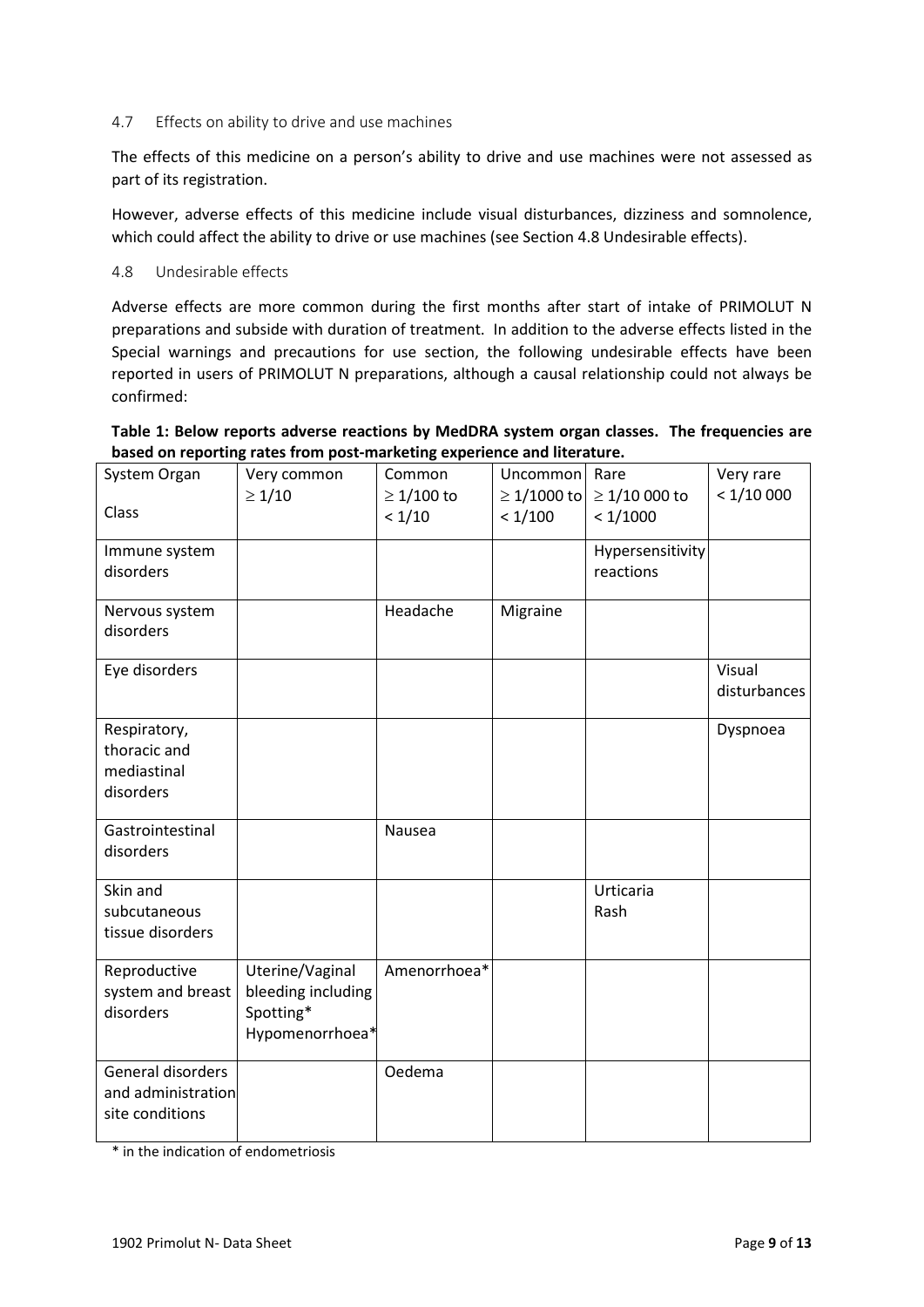### 4.7 Effects on ability to drive and use machines

The effects of this medicine on a person's ability to drive and use machines were not assessed as part of its registration.

However, adverse effects of this medicine include visual disturbances, dizziness and somnolence, which could affect the ability to drive or use machines (see Section 4.8 Undesirable effects).

### 4.8 Undesirable effects

Adverse effects are more common during the first months after start of intake of PRIMOLUT N preparations and subside with duration of treatment. In addition to the adverse effects listed in the Special warnings and precautions for use section, the following undesirable effects have been reported in users of PRIMOLUT N preparations, although a causal relationship could not always be confirmed:

**Table 1: Below reports adverse reactions by MedDRA system organ classes. The frequencies are based on reporting rates from post-marketing experience and literature.**

| System Organ Class | Very common $\geq 1/10$ | Common $\geq 1/100$ to $< 1/10$ | Uncommon $\geq 1/1000$ to $< 1/100$ | Rare $\geq 1/10\,000$ to $< 1/1000$ | Very rare $< 1/10\,000$ |
|---|---|---|---|---|---|
| Immune system disorders | | | | Hypersensitivity reactions | |
| Nervous system disorders | | Headache | Migraine | | |
| Eye disorders | | | | | Visual disturbances |
| Respiratory, thoracic and mediastinal disorders | | | | | Dyspnoea |
| Gastrointestinal disorders | | Nausea | | | |
| Skin and subcutaneous tissue disorders | | | | Urticaria<br>Rash | |
| Reproductive system and breast disorders | Uterine/Vaginal bleeding including Spotting*<br>Hypomenorrhoea* | Amenorrhoea* | | | |
| General disorders and administration site conditions | | Oedema | | | |

\* in the indication of endometriosis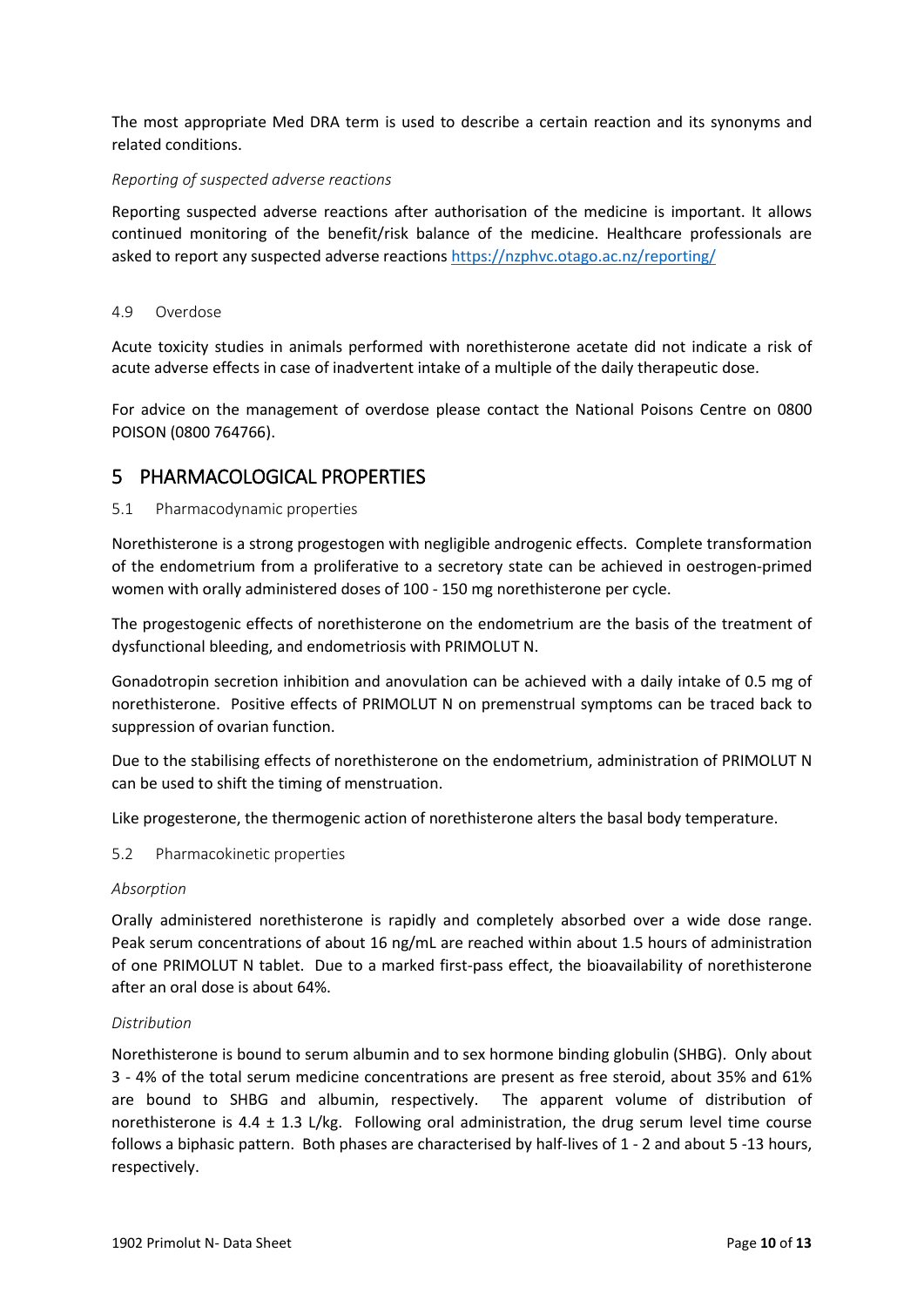The most appropriate Med DRA term is used to describe a certain reaction and its synonyms and related conditions.

*Reporting of suspected adverse reactions*

Reporting suspected adverse reactions after authorisation of the medicine is important. It allows continued monitoring of the benefit/risk balance of the medicine. Healthcare professionals are asked to report any suspected adverse reactions https://nzphvc.otago.ac.nz/reporting/

### 4.9 Overdose

Acute toxicity studies in animals performed with norethisterone acetate did not indicate a risk of acute adverse effects in case of inadvertent intake of a multiple of the daily therapeutic dose.

For advice on the management of overdose please contact the National Poisons Centre on 0800 POISON (0800 764766).

## 5 PHARMACOLOGICAL PROPERTIES

### 5.1 Pharmacodynamic properties

Norethisterone is a strong progestogen with negligible androgenic effects. Complete transformation of the endometrium from a proliferative to a secretory state can be achieved in oestrogen-primed women with orally administered doses of 100 - 150 mg norethisterone per cycle.

The progestogenic effects of norethisterone on the endometrium are the basis of the treatment of dysfunctional bleeding, and endometriosis with PRIMOLUT N.

Gonadotropin secretion inhibition and anovulation can be achieved with a daily intake of 0.5 mg of norethisterone. Positive effects of PRIMOLUT N on premenstrual symptoms can be traced back to suppression of ovarian function.

Due to the stabilising effects of norethisterone on the endometrium, administration of PRIMOLUT N can be used to shift the timing of menstruation.

Like progesterone, the thermogenic action of norethisterone alters the basal body temperature.

### 5.2 Pharmacokinetic properties

*Absorption*

Orally administered norethisterone is rapidly and completely absorbed over a wide dose range. Peak serum concentrations of about 16 ng/mL are reached within about 1.5 hours of administration of one PRIMOLUT N tablet. Due to a marked first-pass effect, the bioavailability of norethisterone after an oral dose is about 64%.

*Distribution*

Norethisterone is bound to serum albumin and to sex hormone binding globulin (SHBG). Only about 3 - 4% of the total serum medicine concentrations are present as free steroid, about 35% and 61% are bound to SHBG and albumin, respectively. The apparent volume of distribution of norethisterone is 4.4 ± 1.3 L/kg. Following oral administration, the drug serum level time course follows a biphasic pattern. Both phases are characterised by half-lives of 1 - 2 and about 5 -13 hours, respectively.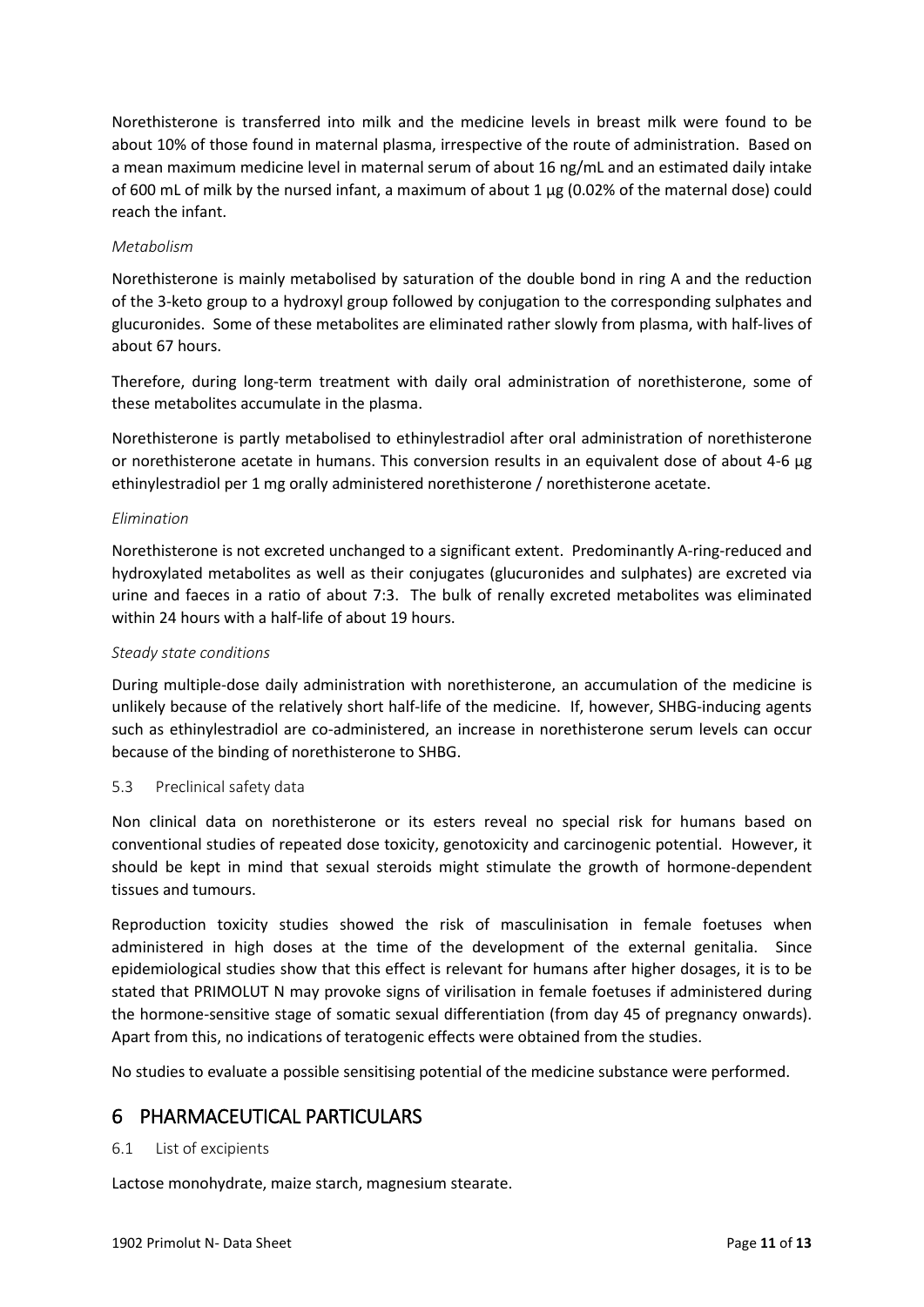Norethisterone is transferred into milk and the medicine levels in breast milk were found to be about 10% of those found in maternal plasma, irrespective of the route of administration. Based on a mean maximum medicine level in maternal serum of about 16 ng/mL and an estimated daily intake of 600 mL of milk by the nursed infant, a maximum of about 1 µg (0.02% of the maternal dose) could reach the infant.

*Metabolism*

Norethisterone is mainly metabolised by saturation of the double bond in ring A and the reduction of the 3-keto group to a hydroxyl group followed by conjugation to the corresponding sulphates and glucuronides. Some of these metabolites are eliminated rather slowly from plasma, with half-lives of about 67 hours.

Therefore, during long-term treatment with daily oral administration of norethisterone, some of these metabolites accumulate in the plasma.

Norethisterone is partly metabolised to ethinylestradiol after oral administration of norethisterone or norethisterone acetate in humans. This conversion results in an equivalent dose of about 4-6 µg ethinylestradiol per 1 mg orally administered norethisterone / norethisterone acetate.

*Elimination*

Norethisterone is not excreted unchanged to a significant extent. Predominantly A-ring-reduced and hydroxylated metabolites as well as their conjugates (glucuronides and sulphates) are excreted via urine and faeces in a ratio of about 7:3. The bulk of renally excreted metabolites was eliminated within 24 hours with a half-life of about 19 hours.

*Steady state conditions*

During multiple-dose daily administration with norethisterone, an accumulation of the medicine is unlikely because of the relatively short half-life of the medicine. If, however, SHBG-inducing agents such as ethinylestradiol are co-administered, an increase in norethisterone serum levels can occur because of the binding of norethisterone to SHBG.

### 5.3 Preclinical safety data

Non clinical data on norethisterone or its esters reveal no special risk for humans based on conventional studies of repeated dose toxicity, genotoxicity and carcinogenic potential. However, it should be kept in mind that sexual steroids might stimulate the growth of hormone-dependent tissues and tumours.

Reproduction toxicity studies showed the risk of masculinisation in female foetuses when administered in high doses at the time of the development of the external genitalia. Since epidemiological studies show that this effect is relevant for humans after higher dosages, it is to be stated that PRIMOLUT N may provoke signs of virilisation in female foetuses if administered during the hormone-sensitive stage of somatic sexual differentiation (from day 45 of pregnancy onwards). Apart from this, no indications of teratogenic effects were obtained from the studies.

No studies to evaluate a possible sensitising potential of the medicine substance were performed.

## 6 PHARMACEUTICAL PARTICULARS

### 6.1 List of excipients

Lactose monohydrate, maize starch, magnesium stearate.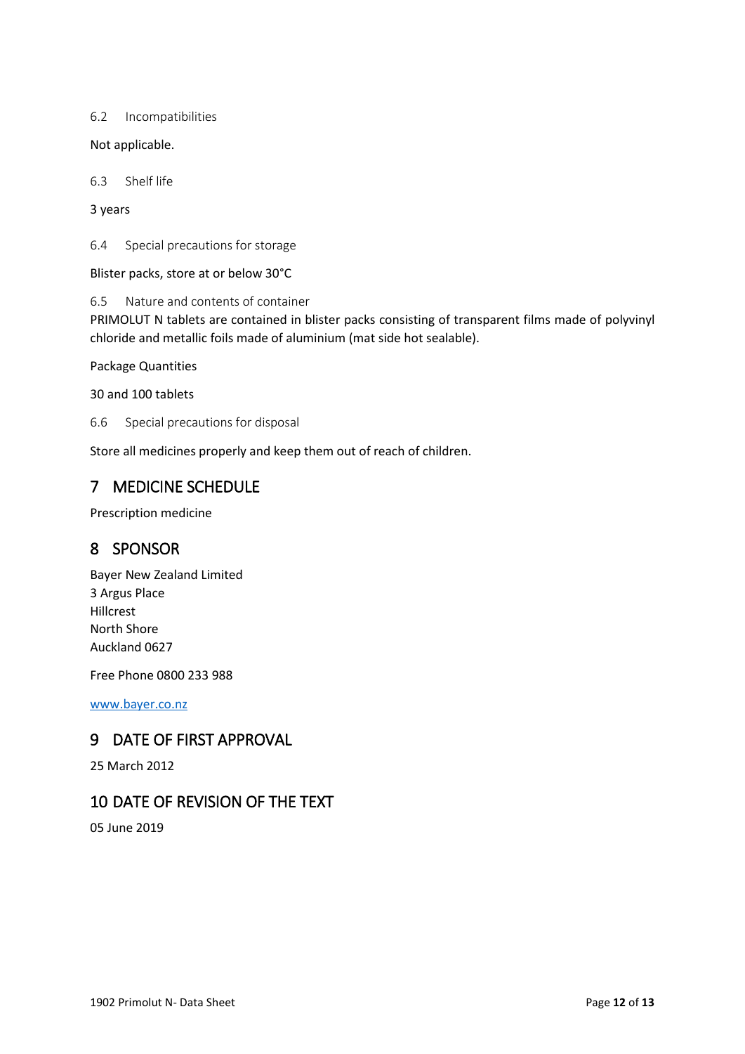### 6.2 Incompatibilities

Not applicable.

### 6.3 Shelf life

3 years

### 6.4 Special precautions for storage

Blister packs, store at or below 30°C

### 6.5 Nature and contents of container

PRIMOLUT N tablets are contained in blister packs consisting of transparent films made of polyvinyl chloride and metallic foils made of aluminium (mat side hot sealable).

Package Quantities

30 and 100 tablets

### 6.6 Special precautions for disposal

Store all medicines properly and keep them out of reach of children.

## 7 MEDICINE SCHEDULE

Prescription medicine

## 8 SPONSOR

Bayer New Zealand Limited
3 Argus Place
Hillcrest
North Shore
Auckland 0627

Free Phone 0800 233 988

[www.bayer.co.nz](http://www.bayer.co.nz)

## 9 DATE OF FIRST APPROVAL

25 March 2012

## 10 DATE OF REVISION OF THE TEXT

05 June 2019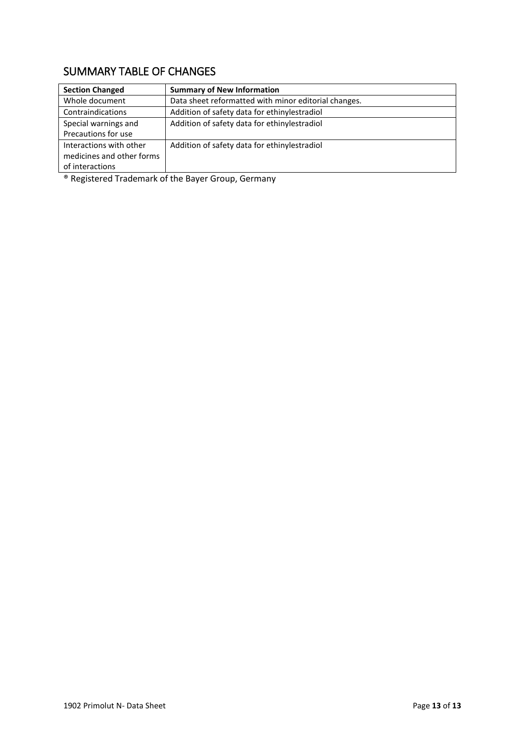## SUMMARY TABLE OF CHANGES

| Section Changed | Summary of New Information |
|---|---|
| Whole document | Data sheet reformatted with minor editorial changes. |
| Contraindications | Addition of safety data for ethinylestradiol |
| Special warnings and Precautions for use | Addition of safety data for ethinylestradiol |
| Interactions with other medicines and other forms of interactions | Addition of safety data for ethinylestradiol |

® Registered Trademark of the Bayer Group, Germany